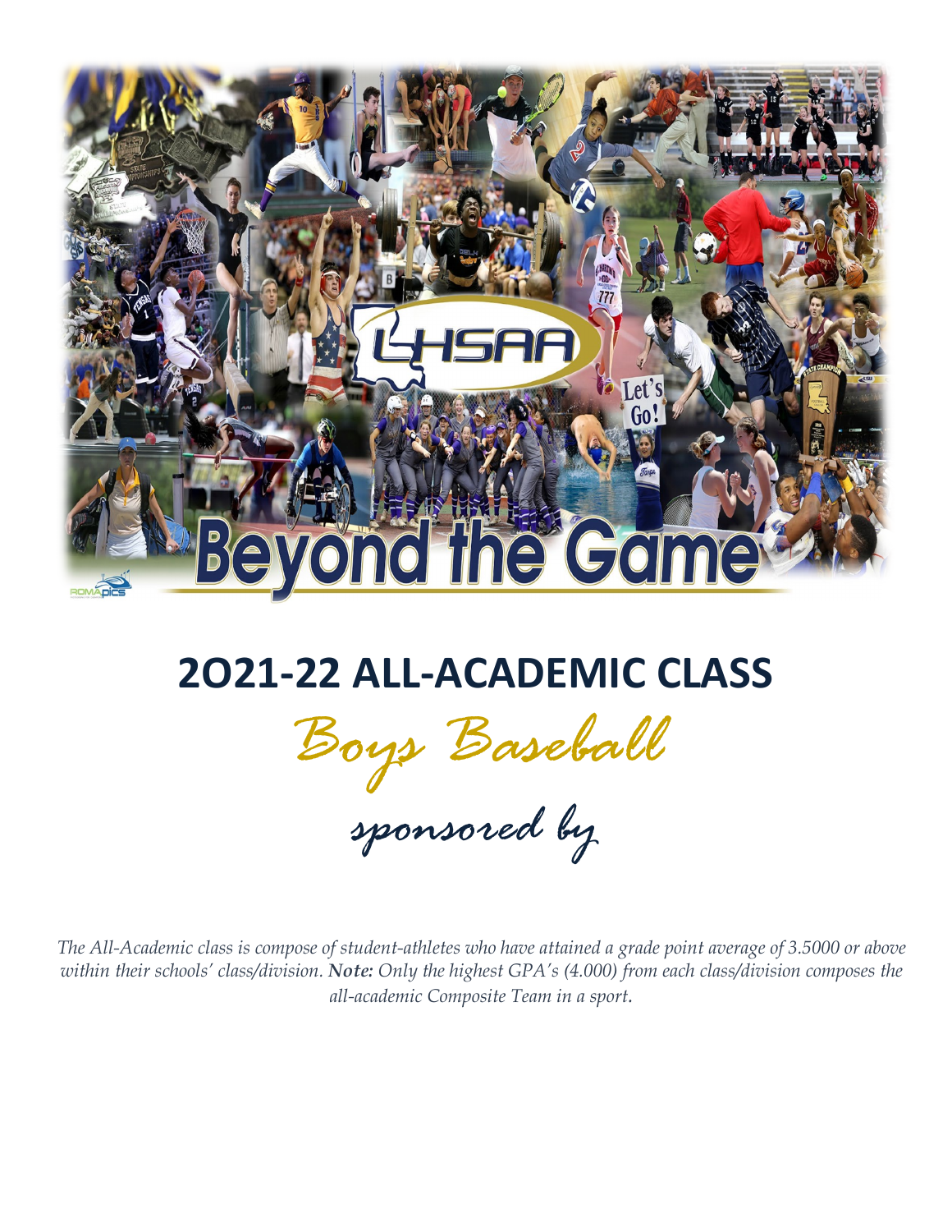# 2O21-22 ALL-ACADEMIC CLASS

## Boys Baseball

sponsored by

*The All-Academic class is compose of student-athletes who have attained a grade point average of 3.5000 or above within their schools' class/division. **Note:** Only the highest GPA's (4.000) from each class/division composes the all-academic Composite Team in a sport.*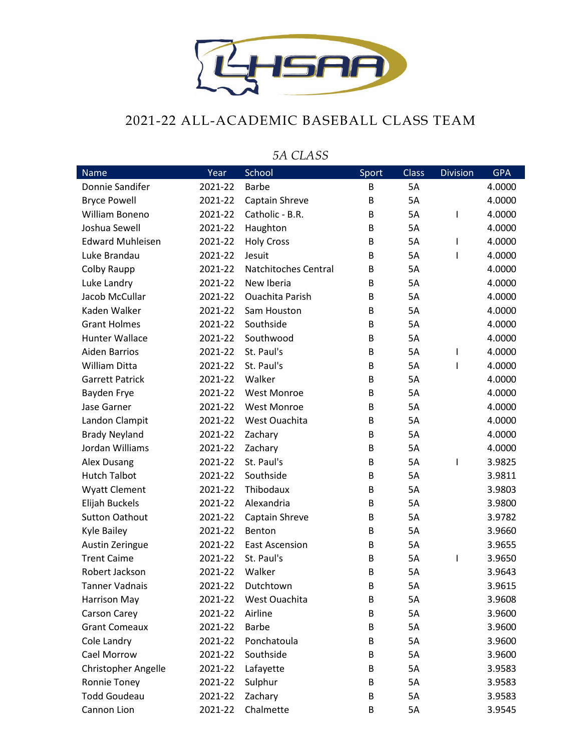# 2021-22 ALL-ACADEMIC BASEBALL CLASS TEAM

## *5A CLASS*

| Name | Year | School | Sport | Class | Division | GPA |
|---|---|---|---|---|---|---|
| Donnie Sandifer | 2021-22 | Barbe | B | 5A | | 4.0000 |
| Bryce Powell | 2021-22 | Captain Shreve | B | 5A | | 4.0000 |
| William Boneno | 2021-22 | Catholic - B.R. | B | 5A | I | 4.0000 |
| Joshua Sewell | 2021-22 | Haughton | B | 5A | | 4.0000 |
| Edward Muhleisen | 2021-22 | Holy Cross | B | 5A | I | 4.0000 |
| Luke Brandau | 2021-22 | Jesuit | B | 5A | I | 4.0000 |
| Colby Raupp | 2021-22 | Natchitoches Central | B | 5A | | 4.0000 |
| Luke Landry | 2021-22 | New Iberia | B | 5A | | 4.0000 |
| Jacob McCullar | 2021-22 | Ouachita Parish | B | 5A | | 4.0000 |
| Kaden Walker | 2021-22 | Sam Houston | B | 5A | | 4.0000 |
| Grant Holmes | 2021-22 | Southside | B | 5A | | 4.0000 |
| Hunter Wallace | 2021-22 | Southwood | B | 5A | | 4.0000 |
| Aiden Barrios | 2021-22 | St. Paul's | B | 5A | I | 4.0000 |
| William Ditta | 2021-22 | St. Paul's | B | 5A | I | 4.0000 |
| Garrett Patrick | 2021-22 | Walker | B | 5A | | 4.0000 |
| Bayden Frye | 2021-22 | West Monroe | B | 5A | | 4.0000 |
| Jase Garner | 2021-22 | West Monroe | B | 5A | | 4.0000 |
| Landon Clampit | 2021-22 | West Ouachita | B | 5A | | 4.0000 |
| Brady Neyland | 2021-22 | Zachary | B | 5A | | 4.0000 |
| Jordan Williams | 2021-22 | Zachary | B | 5A | | 4.0000 |
| Alex Dusang | 2021-22 | St. Paul's | B | 5A | I | 3.9825 |
| Hutch Talbot | 2021-22 | Southside | B | 5A | | 3.9811 |
| Wyatt Clement | 2021-22 | Thibodaux | B | 5A | | 3.9803 |
| Elijah Buckels | 2021-22 | Alexandria | B | 5A | | 3.9800 |
| Sutton Oathout | 2021-22 | Captain Shreve | B | 5A | | 3.9782 |
| Kyle Bailey | 2021-22 | Benton | B | 5A | | 3.9660 |
| Austin Zeringue | 2021-22 | East Ascension | B | 5A | | 3.9655 |
| Trent Caime | 2021-22 | St. Paul's | B | 5A | I | 3.9650 |
| Robert Jackson | 2021-22 | Walker | B | 5A | | 3.9643 |
| Tanner Vadnais | 2021-22 | Dutchtown | B | 5A | | 3.9615 |
| Harrison May | 2021-22 | West Ouachita | B | 5A | | 3.9608 |
| Carson Carey | 2021-22 | Airline | B | 5A | | 3.9600 |
| Grant Comeaux | 2021-22 | Barbe | B | 5A | | 3.9600 |
| Cole Landry | 2021-22 | Ponchatoula | B | 5A | | 3.9600 |
| Cael Morrow | 2021-22 | Southside | B | 5A | | 3.9600 |
| Christopher Angelle | 2021-22 | Lafayette | B | 5A | | 3.9583 |
| Ronnie Toney | 2021-22 | Sulphur | B | 5A | | 3.9583 |
| Todd Goudeau | 2021-22 | Zachary | B | 5A | | 3.9583 |
| Cannon Lion | 2021-22 | Chalmette | B | 5A | | 3.9545 |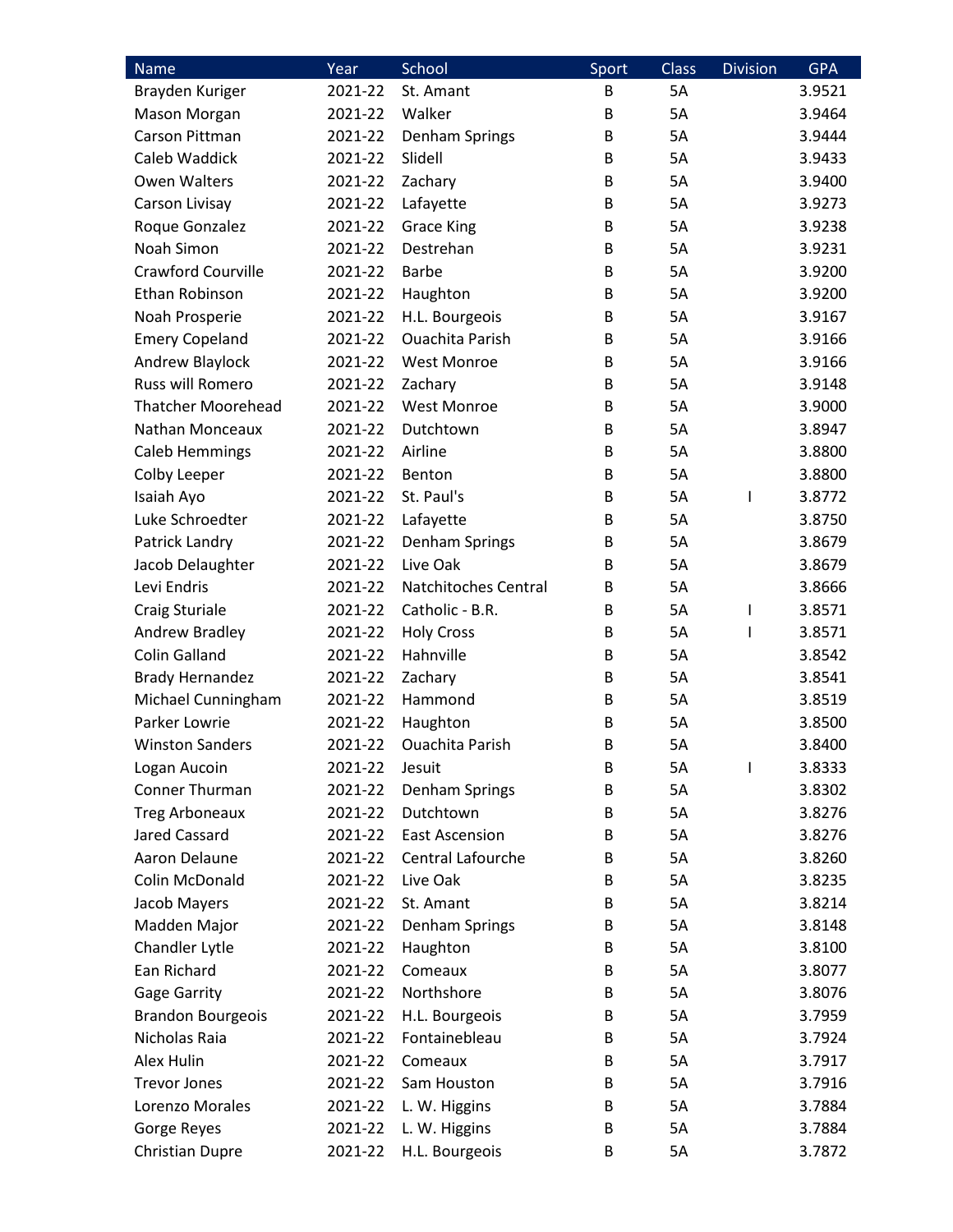| Name | Year | School | Sport | Class | Division | GPA |
|---|---|---|---|---|---|---|
| Brayden Kuriger | 2021-22 | St. Amant | B | 5A | | 3.9521 |
| Mason Morgan | 2021-22 | Walker | B | 5A | | 3.9464 |
| Carson Pittman | 2021-22 | Denham Springs | B | 5A | | 3.9444 |
| Caleb Waddick | 2021-22 | Slidell | B | 5A | | 3.9433 |
| Owen Walters | 2021-22 | Zachary | B | 5A | | 3.9400 |
| Carson Livisay | 2021-22 | Lafayette | B | 5A | | 3.9273 |
| Roque Gonzalez | 2021-22 | Grace King | B | 5A | | 3.9238 |
| Noah Simon | 2021-22 | Destrehan | B | 5A | | 3.9231 |
| Crawford Courville | 2021-22 | Barbe | B | 5A | | 3.9200 |
| Ethan Robinson | 2021-22 | Haughton | B | 5A | | 3.9200 |
| Noah Prosperie | 2021-22 | H.L. Bourgeois | B | 5A | | 3.9167 |
| Emery Copeland | 2021-22 | Ouachita Parish | B | 5A | | 3.9166 |
| Andrew Blaylock | 2021-22 | West Monroe | B | 5A | | 3.9166 |
| Russ will Romero | 2021-22 | Zachary | B | 5A | | 3.9148 |
| Thatcher Moorehead | 2021-22 | West Monroe | B | 5A | | 3.9000 |
| Nathan Monceaux | 2021-22 | Dutchtown | B | 5A | | 3.8947 |
| Caleb Hemmings | 2021-22 | Airline | B | 5A | | 3.8800 |
| Colby Leeper | 2021-22 | Benton | B | 5A | | 3.8800 |
| Isaiah Ayo | 2021-22 | St. Paul's | B | 5A | I | 3.8772 |
| Luke Schroedter | 2021-22 | Lafayette | B | 5A | | 3.8750 |
| Patrick Landry | 2021-22 | Denham Springs | B | 5A | | 3.8679 |
| Jacob Delaughter | 2021-22 | Live Oak | B | 5A | | 3.8679 |
| Levi Endris | 2021-22 | Natchitoches Central | B | 5A | | 3.8666 |
| Craig Sturiale | 2021-22 | Catholic - B.R. | B | 5A | I | 3.8571 |
| Andrew Bradley | 2021-22 | Holy Cross | B | 5A | I | 3.8571 |
| Colin Galland | 2021-22 | Hahnville | B | 5A | | 3.8542 |
| Brady Hernandez | 2021-22 | Zachary | B | 5A | | 3.8541 |
| Michael Cunningham | 2021-22 | Hammond | B | 5A | | 3.8519 |
| Parker Lowrie | 2021-22 | Haughton | B | 5A | | 3.8500 |
| Winston Sanders | 2021-22 | Ouachita Parish | B | 5A | | 3.8400 |
| Logan Aucoin | 2021-22 | Jesuit | B | 5A | I | 3.8333 |
| Conner Thurman | 2021-22 | Denham Springs | B | 5A | | 3.8302 |
| Treg Arboneaux | 2021-22 | Dutchtown | B | 5A | | 3.8276 |
| Jared Cassard | 2021-22 | East Ascension | B | 5A | | 3.8276 |
| Aaron Delaune | 2021-22 | Central Lafourche | B | 5A | | 3.8260 |
| Colin McDonald | 2021-22 | Live Oak | B | 5A | | 3.8235 |
| Jacob Mayers | 2021-22 | St. Amant | B | 5A | | 3.8214 |
| Madden Major | 2021-22 | Denham Springs | B | 5A | | 3.8148 |
| Chandler Lytle | 2021-22 | Haughton | B | 5A | | 3.8100 |
| Ean Richard | 2021-22 | Comeaux | B | 5A | | 3.8077 |
| Gage Garrity | 2021-22 | Northshore | B | 5A | | 3.8076 |
| Brandon Bourgeois | 2021-22 | H.L. Bourgeois | B | 5A | | 3.7959 |
| Nicholas Raia | 2021-22 | Fontainebleau | B | 5A | | 3.7924 |
| Alex Hulin | 2021-22 | Comeaux | B | 5A | | 3.7917 |
| Trevor Jones | 2021-22 | Sam Houston | B | 5A | | 3.7916 |
| Lorenzo Morales | 2021-22 | L. W. Higgins | B | 5A | | 3.7884 |
| Gorge Reyes | 2021-22 | L. W. Higgins | B | 5A | | 3.7884 |
| Christian Dupre | 2021-22 | H.L. Bourgeois | B | 5A | | 3.7872 |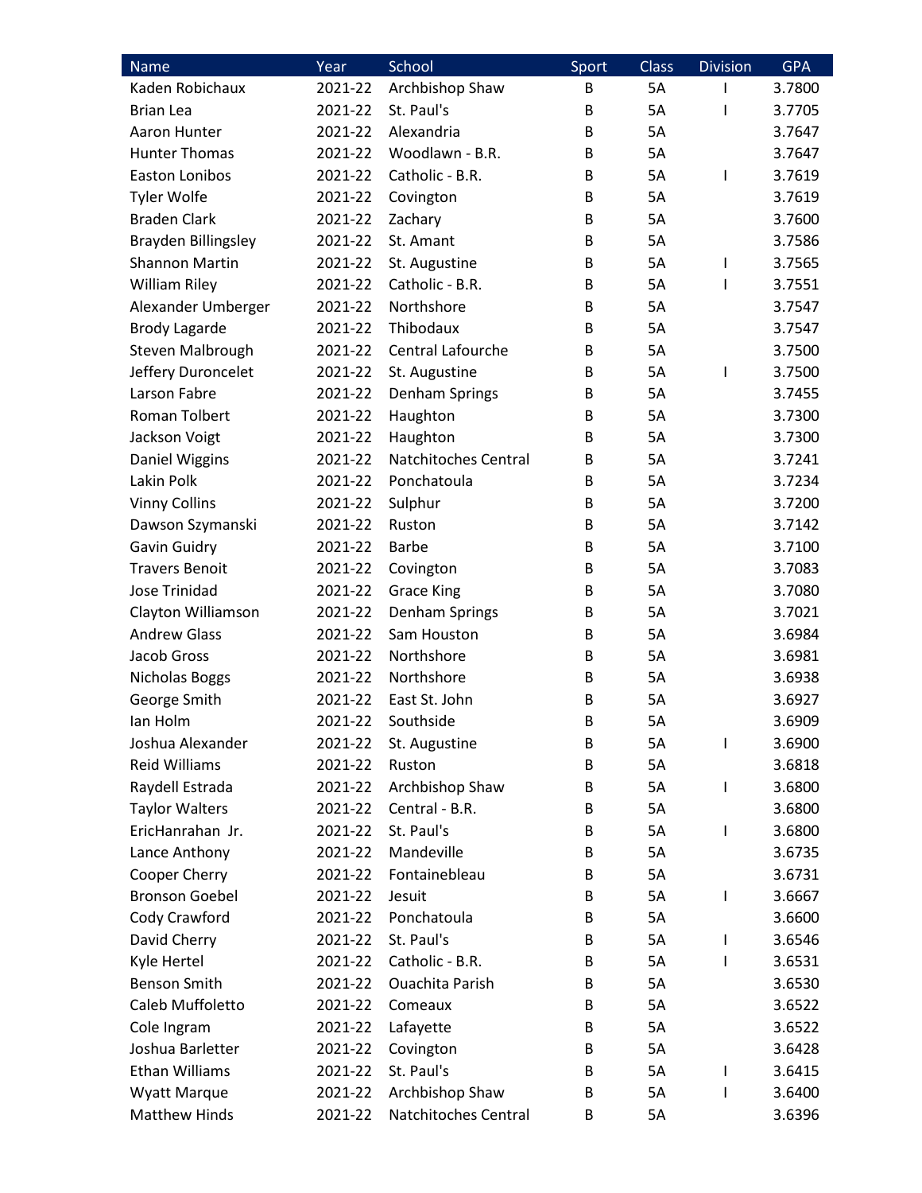| Name | Year | School | Sport | Class | Division | GPA |
|---|---|---|---|---|---|---|
| Kaden Robichaux | 2021-22 | Archbishop Shaw | B | 5A | I | 3.7800 |
| Brian Lea | 2021-22 | St. Paul's | B | 5A | I | 3.7705 |
| Aaron Hunter | 2021-22 | Alexandria | B | 5A | | 3.7647 |
| Hunter Thomas | 2021-22 | Woodlawn - B.R. | B | 5A | | 3.7647 |
| Easton Lonibos | 2021-22 | Catholic - B.R. | B | 5A | I | 3.7619 |
| Tyler Wolfe | 2021-22 | Covington | B | 5A | | 3.7619 |
| Braden Clark | 2021-22 | Zachary | B | 5A | | 3.7600 |
| Brayden Billingsley | 2021-22 | St. Amant | B | 5A | | 3.7586 |
| Shannon Martin | 2021-22 | St. Augustine | B | 5A | I | 3.7565 |
| William Riley | 2021-22 | Catholic - B.R. | B | 5A | I | 3.7551 |
| Alexander Umberger | 2021-22 | Northshore | B | 5A | | 3.7547 |
| Brody Lagarde | 2021-22 | Thibodaux | B | 5A | | 3.7547 |
| Steven Malbrough | 2021-22 | Central Lafourche | B | 5A | | 3.7500 |
| Jeffery Duroncelet | 2021-22 | St. Augustine | B | 5A | I | 3.7500 |
| Larson Fabre | 2021-22 | Denham Springs | B | 5A | | 3.7455 |
| Roman Tolbert | 2021-22 | Haughton | B | 5A | | 3.7300 |
| Jackson Voigt | 2021-22 | Haughton | B | 5A | | 3.7300 |
| Daniel Wiggins | 2021-22 | Natchitoches Central | B | 5A | | 3.7241 |
| Lakin Polk | 2021-22 | Ponchatoula | B | 5A | | 3.7234 |
| Vinny Collins | 2021-22 | Sulphur | B | 5A | | 3.7200 |
| Dawson Szymanski | 2021-22 | Ruston | B | 5A | | 3.7142 |
| Gavin Guidry | 2021-22 | Barbe | B | 5A | | 3.7100 |
| Travers Benoit | 2021-22 | Covington | B | 5A | | 3.7083 |
| Jose Trinidad | 2021-22 | Grace King | B | 5A | | 3.7080 |
| Clayton Williamson | 2021-22 | Denham Springs | B | 5A | | 3.7021 |
| Andrew Glass | 2021-22 | Sam Houston | B | 5A | | 3.6984 |
| Jacob Gross | 2021-22 | Northshore | B | 5A | | 3.6981 |
| Nicholas Boggs | 2021-22 | Northshore | B | 5A | | 3.6938 |
| George Smith | 2021-22 | East St. John | B | 5A | | 3.6927 |
| Ian Holm | 2021-22 | Southside | B | 5A | | 3.6909 |
| Joshua Alexander | 2021-22 | St. Augustine | B | 5A | I | 3.6900 |
| Reid Williams | 2021-22 | Ruston | B | 5A | | 3.6818 |
| Raydell Estrada | 2021-22 | Archbishop Shaw | B | 5A | I | 3.6800 |
| Taylor Walters | 2021-22 | Central - B.R. | B | 5A | | 3.6800 |
| EricHanrahan Jr. | 2021-22 | St. Paul's | B | 5A | I | 3.6800 |
| Lance Anthony | 2021-22 | Mandeville | B | 5A | | 3.6735 |
| Cooper Cherry | 2021-22 | Fontainebleau | B | 5A | | 3.6731 |
| Bronson Goebel | 2021-22 | Jesuit | B | 5A | I | 3.6667 |
| Cody Crawford | 2021-22 | Ponchatoula | B | 5A | | 3.6600 |
| David Cherry | 2021-22 | St. Paul's | B | 5A | I | 3.6546 |
| Kyle Hertel | 2021-22 | Catholic - B.R. | B | 5A | I | 3.6531 |
| Benson Smith | 2021-22 | Ouachita Parish | B | 5A | | 3.6530 |
| Caleb Muffoletto | 2021-22 | Comeaux | B | 5A | | 3.6522 |
| Cole Ingram | 2021-22 | Lafayette | B | 5A | | 3.6522 |
| Joshua Barletter | 2021-22 | Covington | B | 5A | | 3.6428 |
| Ethan Williams | 2021-22 | St. Paul's | B | 5A | I | 3.6415 |
| Wyatt Marque | 2021-22 | Archbishop Shaw | B | 5A | I | 3.6400 |
| Matthew Hinds | 2021-22 | Natchitoches Central | B | 5A | | 3.6396 |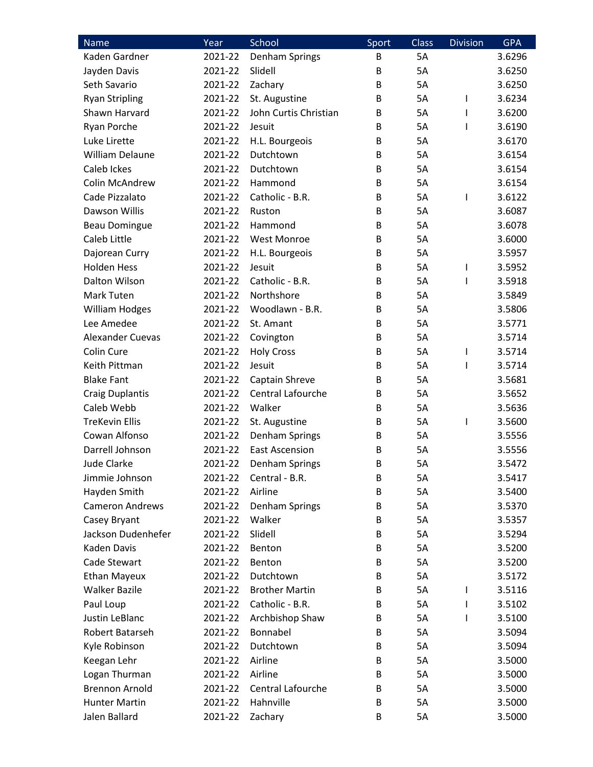| Name | Year | School | Sport | Class | Division | GPA |
|---|---|---|---|---|---|---|
| Kaden Gardner | 2021-22 | Denham Springs | B | 5A | | 3.6296 |
| Jayden Davis | 2021-22 | Slidell | B | 5A | | 3.6250 |
| Seth Savario | 2021-22 | Zachary | B | 5A | | 3.6250 |
| Ryan Stripling | 2021-22 | St. Augustine | B | 5A | I | 3.6234 |
| Shawn Harvard | 2021-22 | John Curtis Christian | B | 5A | I | 3.6200 |
| Ryan Porche | 2021-22 | Jesuit | B | 5A | I | 3.6190 |
| Luke Lirette | 2021-22 | H.L. Bourgeois | B | 5A | | 3.6170 |
| William Delaune | 2021-22 | Dutchtown | B | 5A | | 3.6154 |
| Caleb Ickes | 2021-22 | Dutchtown | B | 5A | | 3.6154 |
| Colin McAndrew | 2021-22 | Hammond | B | 5A | | 3.6154 |
| Cade Pizzalato | 2021-22 | Catholic - B.R. | B | 5A | I | 3.6122 |
| Dawson Willis | 2021-22 | Ruston | B | 5A | | 3.6087 |
| Beau Domingue | 2021-22 | Hammond | B | 5A | | 3.6078 |
| Caleb Little | 2021-22 | West Monroe | B | 5A | | 3.6000 |
| Dajorean Curry | 2021-22 | H.L. Bourgeois | B | 5A | | 3.5957 |
| Holden Hess | 2021-22 | Jesuit | B | 5A | I | 3.5952 |
| Dalton Wilson | 2021-22 | Catholic - B.R. | B | 5A | I | 3.5918 |
| Mark Tuten | 2021-22 | Northshore | B | 5A | | 3.5849 |
| William Hodges | 2021-22 | Woodlawn - B.R. | B | 5A | | 3.5806 |
| Lee Amedee | 2021-22 | St. Amant | B | 5A | | 3.5771 |
| Alexander Cuevas | 2021-22 | Covington | B | 5A | | 3.5714 |
| Colin Cure | 2021-22 | Holy Cross | B | 5A | I | 3.5714 |
| Keith Pittman | 2021-22 | Jesuit | B | 5A | I | 3.5714 |
| Blake Fant | 2021-22 | Captain Shreve | B | 5A | | 3.5681 |
| Craig Duplantis | 2021-22 | Central Lafourche | B | 5A | | 3.5652 |
| Caleb Webb | 2021-22 | Walker | B | 5A | | 3.5636 |
| TreKevin Ellis | 2021-22 | St. Augustine | B | 5A | I | 3.5600 |
| Cowan Alfonso | 2021-22 | Denham Springs | B | 5A | | 3.5556 |
| Darrell Johnson | 2021-22 | East Ascension | B | 5A | | 3.5556 |
| Jude Clarke | 2021-22 | Denham Springs | B | 5A | | 3.5472 |
| Jimmie Johnson | 2021-22 | Central - B.R. | B | 5A | | 3.5417 |
| Hayden Smith | 2021-22 | Airline | B | 5A | | 3.5400 |
| Cameron Andrews | 2021-22 | Denham Springs | B | 5A | | 3.5370 |
| Casey Bryant | 2021-22 | Walker | B | 5A | | 3.5357 |
| Jackson Dudenhefer | 2021-22 | Slidell | B | 5A | | 3.5294 |
| Kaden Davis | 2021-22 | Benton | B | 5A | | 3.5200 |
| Cade Stewart | 2021-22 | Benton | B | 5A | | 3.5200 |
| Ethan Mayeux | 2021-22 | Dutchtown | B | 5A | | 3.5172 |
| Walker Bazile | 2021-22 | Brother Martin | B | 5A | I | 3.5116 |
| Paul Loup | 2021-22 | Catholic - B.R. | B | 5A | I | 3.5102 |
| Justin LeBlanc | 2021-22 | Archbishop Shaw | B | 5A | I | 3.5100 |
| Robert Batarseh | 2021-22 | Bonnabel | B | 5A | | 3.5094 |
| Kyle Robinson | 2021-22 | Dutchtown | B | 5A | | 3.5094 |
| Keegan Lehr | 2021-22 | Airline | B | 5A | | 3.5000 |
| Logan Thurman | 2021-22 | Airline | B | 5A | | 3.5000 |
| Brennon Arnold | 2021-22 | Central Lafourche | B | 5A | | 3.5000 |
| Hunter Martin | 2021-22 | Hahnville | B | 5A | | 3.5000 |
| Jalen Ballard | 2021-22 | Zachary | B | 5A | | 3.5000 |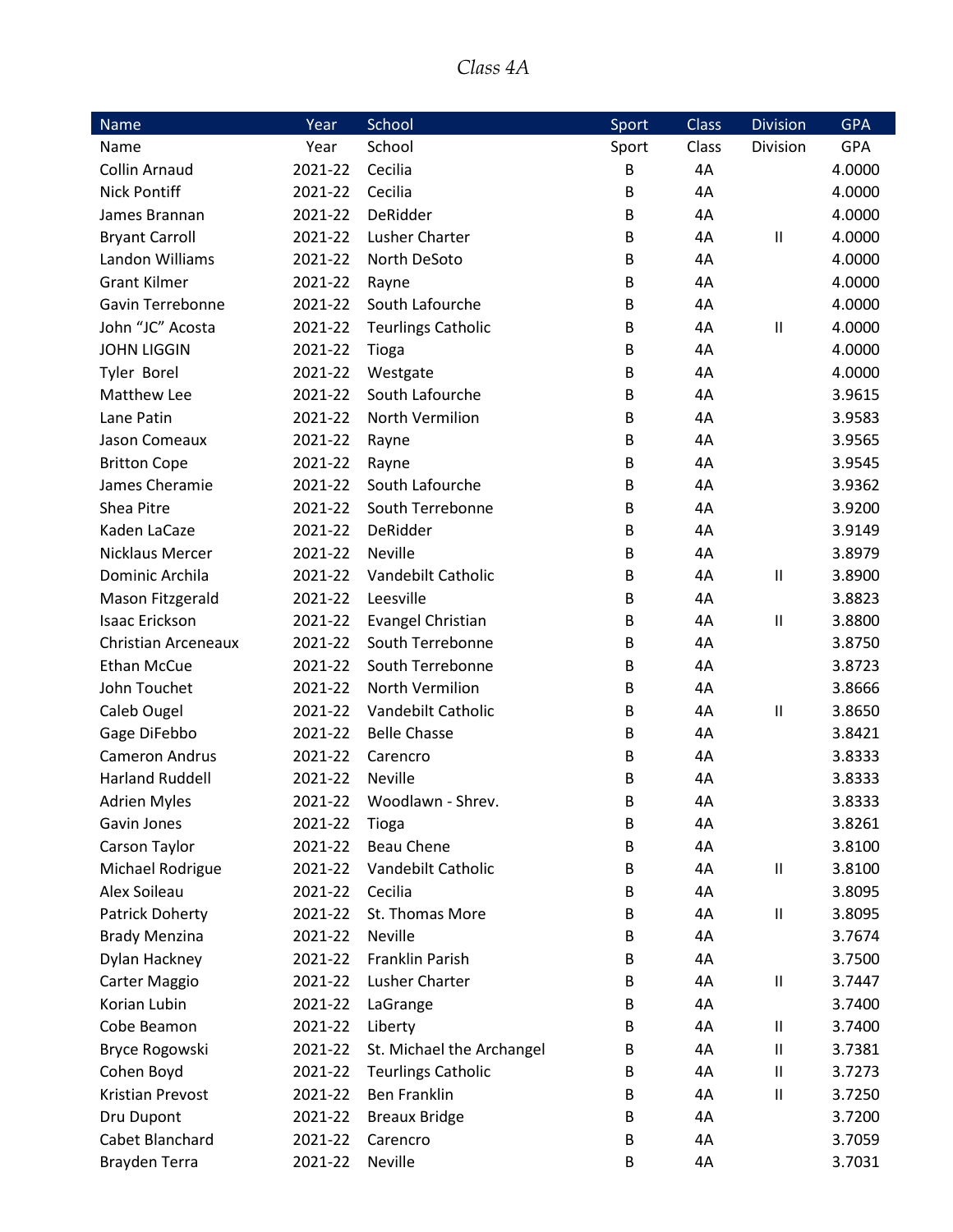*Class 4A*

| Name | Year | School | Sport | Class | Division | GPA |
|---|---|---|---|---|---|---|
| Name | Year | School | Sport | Class | Division | GPA |
| Collin Arnaud | 2021-22 | Cecilia | B | 4A | | 4.0000 |
| Nick Pontiff | 2021-22 | Cecilia | B | 4A | | 4.0000 |
| James Brannan | 2021-22 | DeRidder | B | 4A | | 4.0000 |
| Bryant Carroll | 2021-22 | Lusher Charter | B | 4A | II | 4.0000 |
| Landon Williams | 2021-22 | North DeSoto | B | 4A | | 4.0000 |
| Grant Kilmer | 2021-22 | Rayne | B | 4A | | 4.0000 |
| Gavin Terrebonne | 2021-22 | South Lafourche | B | 4A | | 4.0000 |
| John "JC" Acosta | 2021-22 | Teurlings Catholic | B | 4A | II | 4.0000 |
| JOHN LIGGIN | 2021-22 | Tioga | B | 4A | | 4.0000 |
| Tyler Borel | 2021-22 | Westgate | B | 4A | | 4.0000 |
| Matthew Lee | 2021-22 | South Lafourche | B | 4A | | 3.9615 |
| Lane Patin | 2021-22 | North Vermilion | B | 4A | | 3.9583 |
| Jason Comeaux | 2021-22 | Rayne | B | 4A | | 3.9565 |
| Britton Cope | 2021-22 | Rayne | B | 4A | | 3.9545 |
| James Cheramie | 2021-22 | South Lafourche | B | 4A | | 3.9362 |
| Shea Pitre | 2021-22 | South Terrebonne | B | 4A | | 3.9200 |
| Kaden LaCaze | 2021-22 | DeRidder | B | 4A | | 3.9149 |
| Nicklaus Mercer | 2021-22 | Neville | B | 4A | | 3.8979 |
| Dominic Archila | 2021-22 | Vandebilt Catholic | B | 4A | II | 3.8900 |
| Mason Fitzgerald | 2021-22 | Leesville | B | 4A | | 3.8823 |
| Isaac Erickson | 2021-22 | Evangel Christian | B | 4A | II | 3.8800 |
| Christian Arceneaux | 2021-22 | South Terrebonne | B | 4A | | 3.8750 |
| Ethan McCue | 2021-22 | South Terrebonne | B | 4A | | 3.8723 |
| John Touchet | 2021-22 | North Vermilion | B | 4A | | 3.8666 |
| Caleb Ougel | 2021-22 | Vandebilt Catholic | B | 4A | II | 3.8650 |
| Gage DiFebbo | 2021-22 | Belle Chasse | B | 4A | | 3.8421 |
| Cameron Andrus | 2021-22 | Carencro | B | 4A | | 3.8333 |
| Harland Ruddell | 2021-22 | Neville | B | 4A | | 3.8333 |
| Adrien Myles | 2021-22 | Woodlawn - Shrev. | B | 4A | | 3.8333 |
| Gavin Jones | 2021-22 | Tioga | B | 4A | | 3.8261 |
| Carson Taylor | 2021-22 | Beau Chene | B | 4A | | 3.8100 |
| Michael Rodrigue | 2021-22 | Vandebilt Catholic | B | 4A | II | 3.8100 |
| Alex Soileau | 2021-22 | Cecilia | B | 4A | | 3.8095 |
| Patrick Doherty | 2021-22 | St. Thomas More | B | 4A | II | 3.8095 |
| Brady Menzina | 2021-22 | Neville | B | 4A | | 3.7674 |
| Dylan Hackney | 2021-22 | Franklin Parish | B | 4A | | 3.7500 |
| Carter Maggio | 2021-22 | Lusher Charter | B | 4A | II | 3.7447 |
| Korian Lubin | 2021-22 | LaGrange | B | 4A | | 3.7400 |
| Cobe Beamon | 2021-22 | Liberty | B | 4A | II | 3.7400 |
| Bryce Rogowski | 2021-22 | St. Michael the Archangel | B | 4A | II | 3.7381 |
| Cohen Boyd | 2021-22 | Teurlings Catholic | B | 4A | II | 3.7273 |
| Kristian Prevost | 2021-22 | Ben Franklin | B | 4A | II | 3.7250 |
| Dru Dupont | 2021-22 | Breaux Bridge | B | 4A | | 3.7200 |
| Cabet Blanchard | 2021-22 | Carencro | B | 4A | | 3.7059 |
| Brayden Terra | 2021-22 | Neville | B | 4A | | 3.7031 |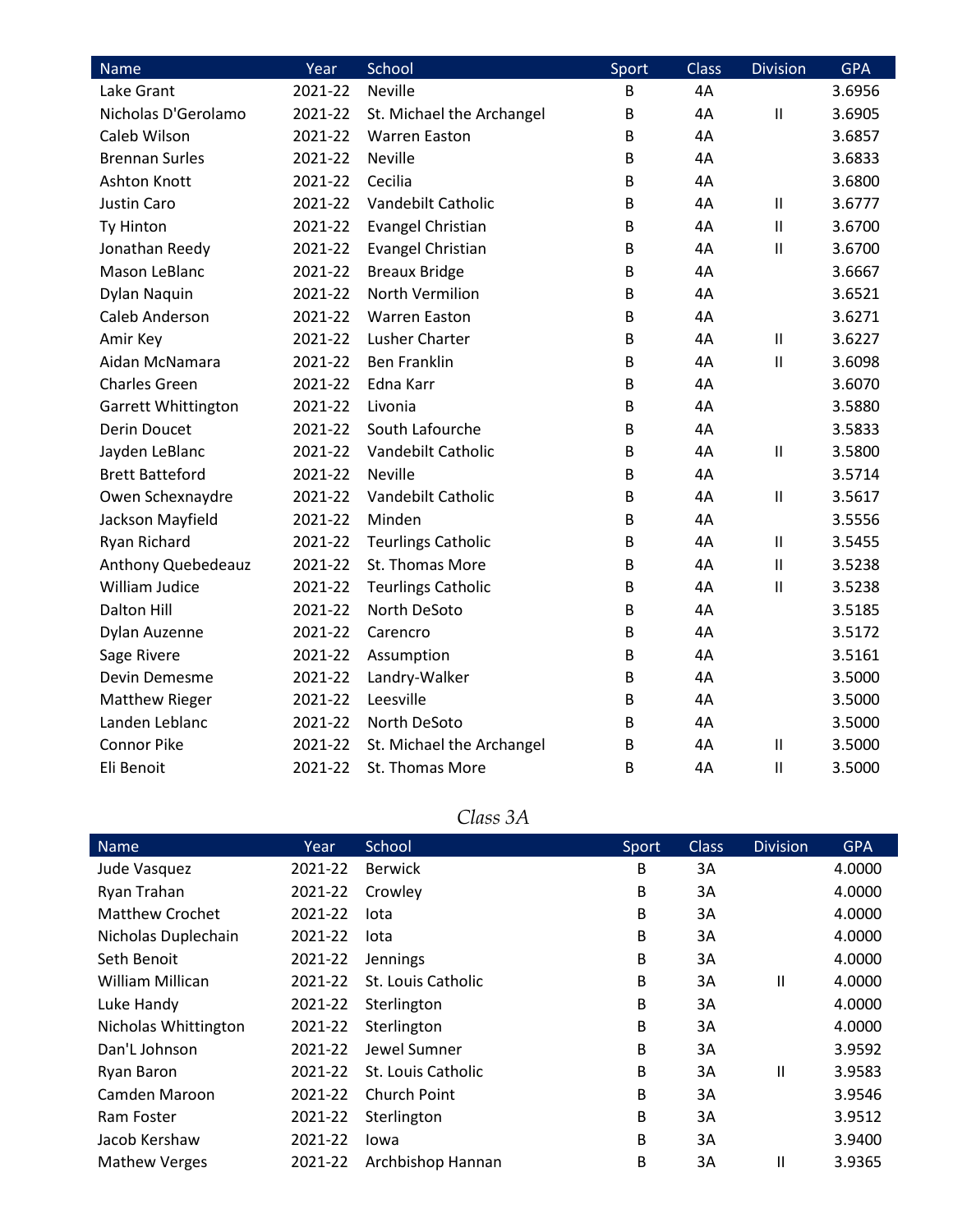| Name | Year | School | Sport | Class | Division | GPA |
|---|---|---|---|---|---|---|
| Lake Grant | 2021-22 | Neville | B | 4A | | 3.6956 |
| Nicholas D'Gerolamo | 2021-22 | St. Michael the Archangel | B | 4A | II | 3.6905 |
| Caleb Wilson | 2021-22 | Warren Easton | B | 4A | | 3.6857 |
| Brennan Surles | 2021-22 | Neville | B | 4A | | 3.6833 |
| Ashton Knott | 2021-22 | Cecilia | B | 4A | | 3.6800 |
| Justin Caro | 2021-22 | Vandebilt Catholic | B | 4A | II | 3.6777 |
| Ty Hinton | 2021-22 | Evangel Christian | B | 4A | II | 3.6700 |
| Jonathan Reedy | 2021-22 | Evangel Christian | B | 4A | II | 3.6700 |
| Mason LeBlanc | 2021-22 | Breaux Bridge | B | 4A | | 3.6667 |
| Dylan Naquin | 2021-22 | North Vermilion | B | 4A | | 3.6521 |
| Caleb Anderson | 2021-22 | Warren Easton | B | 4A | | 3.6271 |
| Amir Key | 2021-22 | Lusher Charter | B | 4A | II | 3.6227 |
| Aidan McNamara | 2021-22 | Ben Franklin | B | 4A | II | 3.6098 |
| Charles Green | 2021-22 | Edna Karr | B | 4A | | 3.6070 |
| Garrett Whittington | 2021-22 | Livonia | B | 4A | | 3.5880 |
| Derin Doucet | 2021-22 | South Lafourche | B | 4A | | 3.5833 |
| Jayden LeBlanc | 2021-22 | Vandebilt Catholic | B | 4A | II | 3.5800 |
| Brett Batteford | 2021-22 | Neville | B | 4A | | 3.5714 |
| Owen Schexnaydre | 2021-22 | Vandebilt Catholic | B | 4A | II | 3.5617 |
| Jackson Mayfield | 2021-22 | Minden | B | 4A | | 3.5556 |
| Ryan Richard | 2021-22 | Teurlings Catholic | B | 4A | II | 3.5455 |
| Anthony Quebedeaux | 2021-22 | St. Thomas More | B | 4A | II | 3.5238 |
| William Judice | 2021-22 | Teurlings Catholic | B | 4A | II | 3.5238 |
| Dalton Hill | 2021-22 | North DeSoto | B | 4A | | 3.5185 |
| Dylan Auzenne | 2021-22 | Carencro | B | 4A | | 3.5172 |
| Sage Rivere | 2021-22 | Assumption | B | 4A | | 3.5161 |
| Devin Demesme | 2021-22 | Landry-Walker | B | 4A | | 3.5000 |
| Matthew Rieger | 2021-22 | Leesville | B | 4A | | 3.5000 |
| Landen Leblanc | 2021-22 | North DeSoto | B | 4A | | 3.5000 |
| Connor Pike | 2021-22 | St. Michael the Archangel | B | 4A | II | 3.5000 |
| Eli Benoit | 2021-22 | St. Thomas More | B | 4A | II | 3.5000 |

*Class 3A*

| Name | Year | School | Sport | Class | Division | GPA |
|---|---|---|---|---|---|---|
| Jude Vasquez | 2021-22 | Berwick | B | 3A | | 4.0000 |
| Ryan Trahan | 2021-22 | Crowley | B | 3A | | 4.0000 |
| Matthew Crochet | 2021-22 | Iota | B | 3A | | 4.0000 |
| Nicholas Duplechain | 2021-22 | Iota | B | 3A | | 4.0000 |
| Seth Benoit | 2021-22 | Jennings | B | 3A | | 4.0000 |
| William Millican | 2021-22 | St. Louis Catholic | B | 3A | II | 4.0000 |
| Luke Handy | 2021-22 | Sterlington | B | 3A | | 4.0000 |
| Nicholas Whittington | 2021-22 | Sterlington | B | 3A | | 4.0000 |
| Dan'L Johnson | 2021-22 | Jewel Sumner | B | 3A | | 3.9592 |
| Ryan Baron | 2021-22 | St. Louis Catholic | B | 3A | II | 3.9583 |
| Camden Maroon | 2021-22 | Church Point | B | 3A | | 3.9546 |
| Ram Foster | 2021-22 | Sterlington | B | 3A | | 3.9512 |
| Jacob Kershaw | 2021-22 | Iowa | B | 3A | | 3.9400 |
| Mathew Verges | 2021-22 | Archbishop Hannan | B | 3A | II | 3.9365 |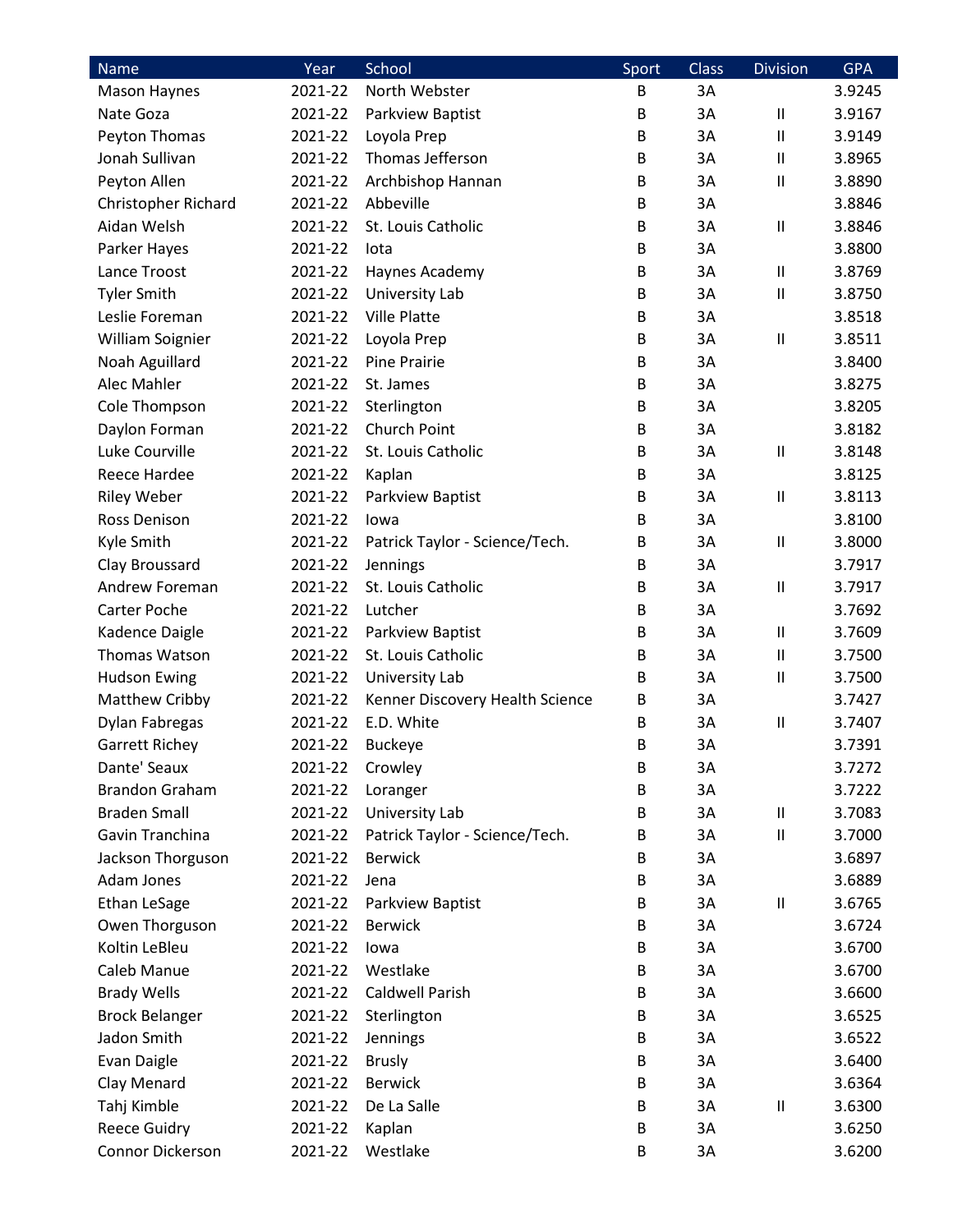| Name | Year | School | Sport | Class | Division | GPA |
|---|---|---|---|---|---|---|
| Mason Haynes | 2021-22 | North Webster | B | 3A | | 3.9245 |
| Nate Goza | 2021-22 | Parkview Baptist | B | 3A | II | 3.9167 |
| Peyton Thomas | 2021-22 | Loyola Prep | B | 3A | II | 3.9149 |
| Jonah Sullivan | 2021-22 | Thomas Jefferson | B | 3A | II | 3.8965 |
| Peyton Allen | 2021-22 | Archbishop Hannan | B | 3A | II | 3.8890 |
| Christopher Richard | 2021-22 | Abbeville | B | 3A | | 3.8846 |
| Aidan Welsh | 2021-22 | St. Louis Catholic | B | 3A | II | 3.8846 |
| Parker Hayes | 2021-22 | Iota | B | 3A | | 3.8800 |
| Lance Troost | 2021-22 | Haynes Academy | B | 3A | II | 3.8769 |
| Tyler Smith | 2021-22 | University Lab | B | 3A | II | 3.8750 |
| Leslie Foreman | 2021-22 | Ville Platte | B | 3A | | 3.8518 |
| William Soignier | 2021-22 | Loyola Prep | B | 3A | II | 3.8511 |
| Noah Aguillard | 2021-22 | Pine Prairie | B | 3A | | 3.8400 |
| Alec Mahler | 2021-22 | St. James | B | 3A | | 3.8275 |
| Cole Thompson | 2021-22 | Sterlington | B | 3A | | 3.8205 |
| Daylon Forman | 2021-22 | Church Point | B | 3A | | 3.8182 |
| Luke Courville | 2021-22 | St. Louis Catholic | B | 3A | II | 3.8148 |
| Reece Hardee | 2021-22 | Kaplan | B | 3A | | 3.8125 |
| Riley Weber | 2021-22 | Parkview Baptist | B | 3A | II | 3.8113 |
| Ross Denison | 2021-22 | Iowa | B | 3A | | 3.8100 |
| Kyle Smith | 2021-22 | Patrick Taylor - Science/Tech. | B | 3A | II | 3.8000 |
| Clay Broussard | 2021-22 | Jennings | B | 3A | | 3.7917 |
| Andrew Foreman | 2021-22 | St. Louis Catholic | B | 3A | II | 3.7917 |
| Carter Poche | 2021-22 | Lutcher | B | 3A | | 3.7692 |
| Kadence Daigle | 2021-22 | Parkview Baptist | B | 3A | II | 3.7609 |
| Thomas Watson | 2021-22 | St. Louis Catholic | B | 3A | II | 3.7500 |
| Hudson Ewing | 2021-22 | University Lab | B | 3A | II | 3.7500 |
| Matthew Cribby | 2021-22 | Kenner Discovery Health Science | B | 3A | | 3.7427 |
| Dylan Fabregas | 2021-22 | E.D. White | B | 3A | II | 3.7407 |
| Garrett Richey | 2021-22 | Buckeye | B | 3A | | 3.7391 |
| Dante' Seaux | 2021-22 | Crowley | B | 3A | | 3.7272 |
| Brandon Graham | 2021-22 | Loranger | B | 3A | | 3.7222 |
| Braden Small | 2021-22 | University Lab | B | 3A | II | 3.7083 |
| Gavin Tranchina | 2021-22 | Patrick Taylor - Science/Tech. | B | 3A | II | 3.7000 |
| Jackson Thorguson | 2021-22 | Berwick | B | 3A | | 3.6897 |
| Adam Jones | 2021-22 | Jena | B | 3A | | 3.6889 |
| Ethan LeSage | 2021-22 | Parkview Baptist | B | 3A | II | 3.6765 |
| Owen Thorguson | 2021-22 | Berwick | B | 3A | | 3.6724 |
| Koltin LeBleu | 2021-22 | Iowa | B | 3A | | 3.6700 |
| Caleb Manue | 2021-22 | Westlake | B | 3A | | 3.6700 |
| Brady Wells | 2021-22 | Caldwell Parish | B | 3A | | 3.6600 |
| Brock Belanger | 2021-22 | Sterlington | B | 3A | | 3.6525 |
| Jadon Smith | 2021-22 | Jennings | B | 3A | | 3.6522 |
| Evan Daigle | 2021-22 | Brusly | B | 3A | | 3.6400 |
| Clay Menard | 2021-22 | Berwick | B | 3A | | 3.6364 |
| Tahj Kimble | 2021-22 | De La Salle | B | 3A | II | 3.6300 |
| Reece Guidry | 2021-22 | Kaplan | B | 3A | | 3.6250 |
| Connor Dickerson | 2021-22 | Westlake | B | 3A | | 3.6200 |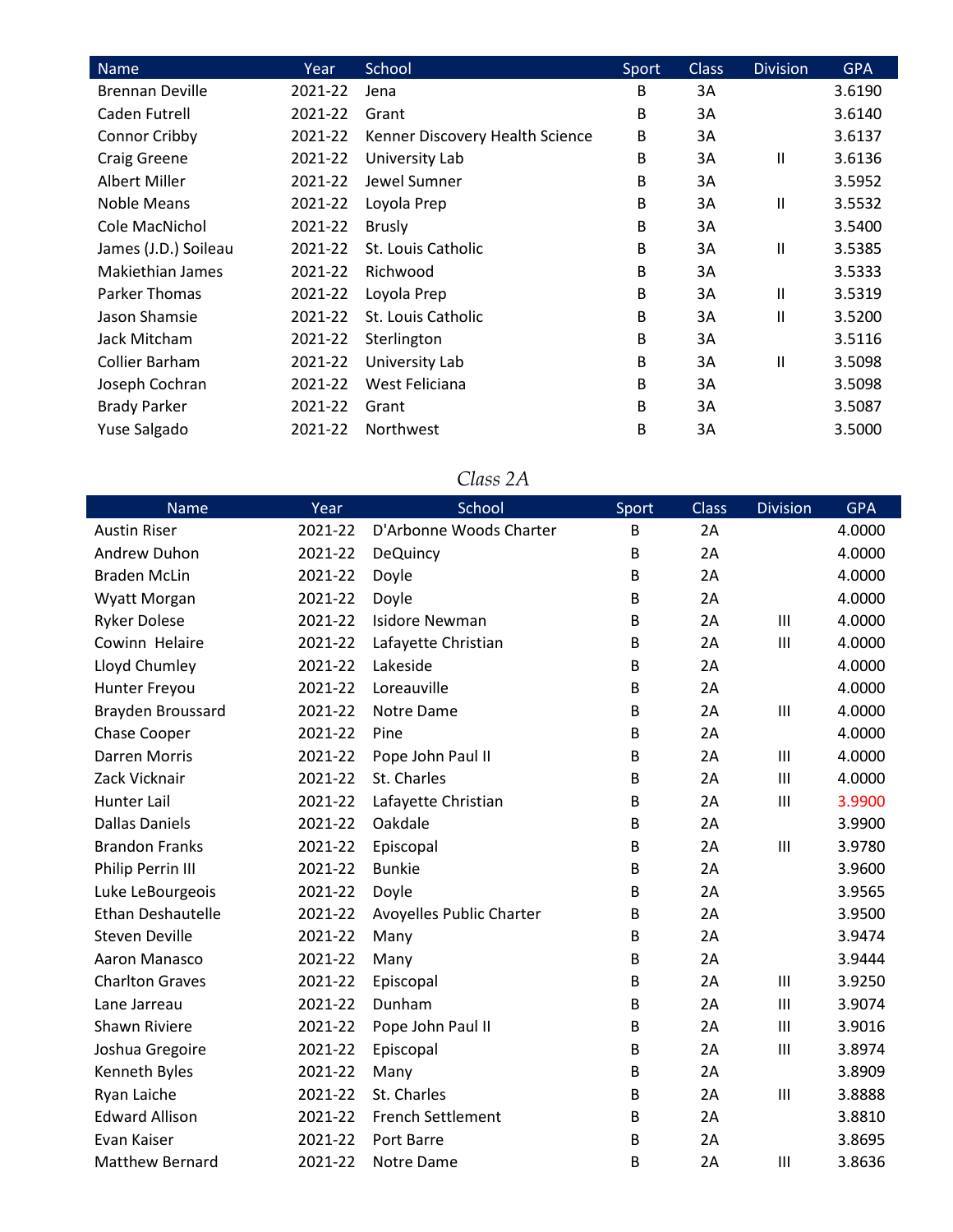| Name | Year | School | Sport | Class | Division | GPA |
|---|---|---|---|---|---|---|
| Brennan Deville | 2021-22 | Jena | B | 3A | | 3.6190 |
| Caden Futrell | 2021-22 | Grant | B | 3A | | 3.6140 |
| Connor Cribby | 2021-22 | Kenner Discovery Health Science | B | 3A | | 3.6137 |
| Craig Greene | 2021-22 | University Lab | B | 3A | II | 3.6136 |
| Albert Miller | 2021-22 | Jewel Sumner | B | 3A | | 3.5952 |
| Noble Means | 2021-22 | Loyola Prep | B | 3A | II | 3.5532 |
| Cole MacNichol | 2021-22 | Brusly | B | 3A | | 3.5400 |
| James (J.D.) Soileau | 2021-22 | St. Louis Catholic | B | 3A | II | 3.5385 |
| Makiethian James | 2021-22 | Richwood | B | 3A | | 3.5333 |
| Parker Thomas | 2021-22 | Loyola Prep | B | 3A | II | 3.5319 |
| Jason Shamsie | 2021-22 | St. Louis Catholic | B | 3A | II | 3.5200 |
| Jack Mitcham | 2021-22 | Sterlington | B | 3A | | 3.5116 |
| Collier Barham | 2021-22 | University Lab | B | 3A | II | 3.5098 |
| Joseph Cochran | 2021-22 | West Feliciana | B | 3A | | 3.5098 |
| Brady Parker | 2021-22 | Grant | B | 3A | | 3.5087 |
| Yuse Salgado | 2021-22 | Northwest | B | 3A | | 3.5000 |

*Class 2A*

| Name | Year | School | Sport | Class | Division | GPA |
|---|---|---|---|---|---|---|
| Austin Riser | 2021-22 | D'Arbonne Woods Charter | B | 2A | | 4.0000 |
| Andrew Duhon | 2021-22 | DeQuincy | B | 2A | | 4.0000 |
| Braden McLin | 2021-22 | Doyle | B | 2A | | 4.0000 |
| Wyatt Morgan | 2021-22 | Doyle | B | 2A | | 4.0000 |
| Ryker Dolese | 2021-22 | Isidore Newman | B | 2A | III | 4.0000 |
| Cowinn Helaire | 2021-22 | Lafayette Christian | B | 2A | III | 4.0000 |
| Lloyd Chumley | 2021-22 | Lakeside | B | 2A | | 4.0000 |
| Hunter Freyou | 2021-22 | Loreauville | B | 2A | | 4.0000 |
| Brayden Broussard | 2021-22 | Notre Dame | B | 2A | III | 4.0000 |
| Chase Cooper | 2021-22 | Pine | B | 2A | | 4.0000 |
| Darren Morris | 2021-22 | Pope John Paul II | B | 2A | III | 4.0000 |
| Zack Vicknair | 2021-22 | St. Charles | B | 2A | III | 4.0000 |
| Hunter Lail | 2021-22 | Lafayette Christian | B | 2A | III | 3.9900 |
| Dallas Daniels | 2021-22 | Oakdale | B | 2A | | 3.9900 |
| Brandon Franks | 2021-22 | Episcopal | B | 2A | III | 3.9780 |
| Philip Perrin III | 2021-22 | Bunkie | B | 2A | | 3.9600 |
| Luke LeBourgeois | 2021-22 | Doyle | B | 2A | | 3.9565 |
| Ethan Deshautelle | 2021-22 | Avoyelles Public Charter | B | 2A | | 3.9500 |
| Steven Deville | 2021-22 | Many | B | 2A | | 3.9474 |
| Aaron Manasco | 2021-22 | Many | B | 2A | | 3.9444 |
| Charlton Graves | 2021-22 | Episcopal | B | 2A | III | 3.9250 |
| Lane Jarreau | 2021-22 | Dunham | B | 2A | III | 3.9074 |
| Shawn Riviere | 2021-22 | Pope John Paul II | B | 2A | III | 3.9016 |
| Joshua Gregoire | 2021-22 | Episcopal | B | 2A | III | 3.8974 |
| Kenneth Byles | 2021-22 | Many | B | 2A | | 3.8909 |
| Ryan Laiche | 2021-22 | St. Charles | B | 2A | III | 3.8888 |
| Edward Allison | 2021-22 | French Settlement | B | 2A | | 3.8810 |
| Evan Kaiser | 2021-22 | Port Barre | B | 2A | | 3.8695 |
| Matthew Bernard | 2021-22 | Notre Dame | B | 2A | III | 3.8636 |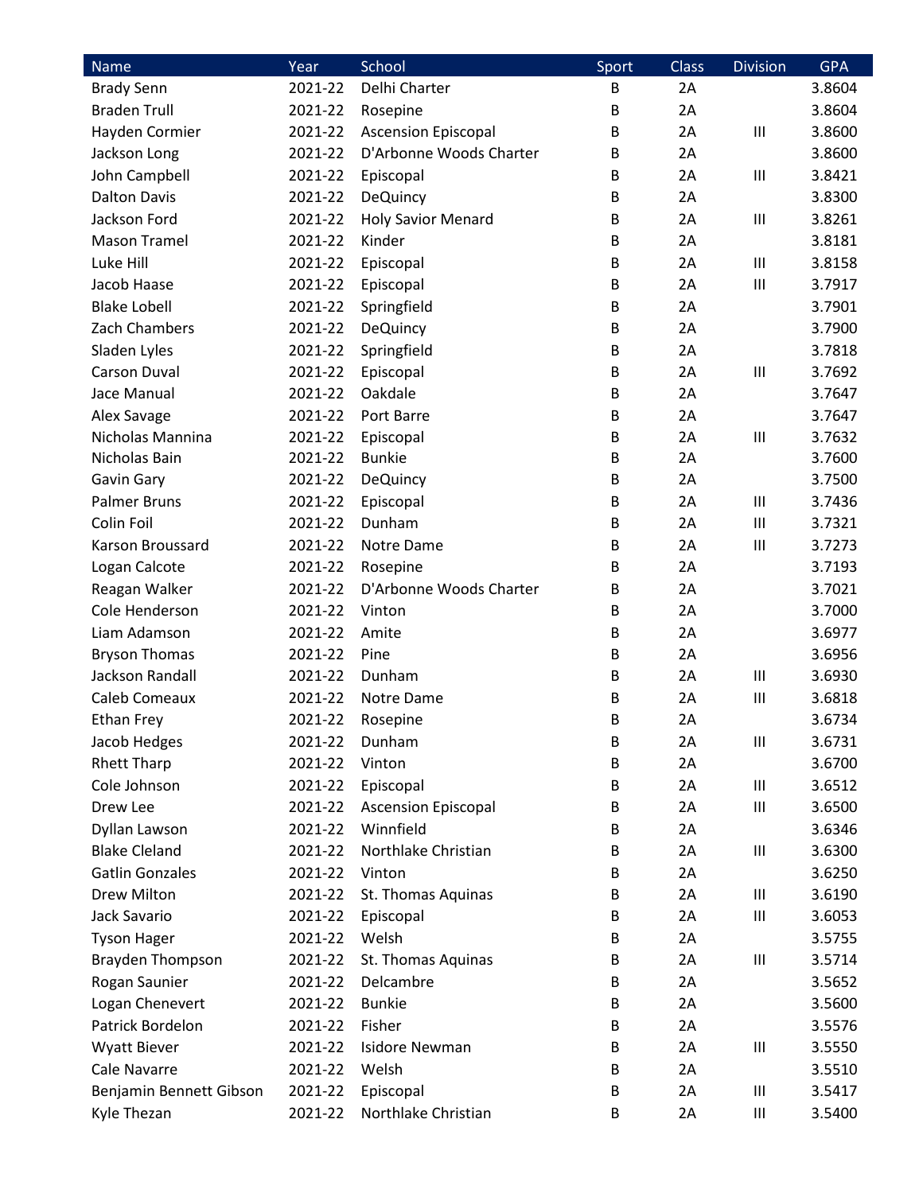| Name | Year | School | Sport | Class | Division | GPA |
|---|---|---|---|---|---|---|
| Brady Senn | 2021-22 | Delhi Charter | B | 2A | | 3.8604 |
| Braden Trull | 2021-22 | Rosepine | B | 2A | | 3.8604 |
| Hayden Cormier | 2021-22 | Ascension Episcopal | B | 2A | III | 3.8600 |
| Jackson Long | 2021-22 | D'Arbonne Woods Charter | B | 2A | | 3.8600 |
| John Campbell | 2021-22 | Episcopal | B | 2A | III | 3.8421 |
| Dalton Davis | 2021-22 | DeQuincy | B | 2A | | 3.8300 |
| Jackson Ford | 2021-22 | Holy Savior Menard | B | 2A | III | 3.8261 |
| Mason Tramel | 2021-22 | Kinder | B | 2A | | 3.8181 |
| Luke Hill | 2021-22 | Episcopal | B | 2A | III | 3.8158 |
| Jacob Haase | 2021-22 | Episcopal | B | 2A | III | 3.7917 |
| Blake Lobell | 2021-22 | Springfield | B | 2A | | 3.7901 |
| Zach Chambers | 2021-22 | DeQuincy | B | 2A | | 3.7900 |
| Sladen Lyles | 2021-22 | Springfield | B | 2A | | 3.7818 |
| Carson Duval | 2021-22 | Episcopal | B | 2A | III | 3.7692 |
| Jace Manual | 2021-22 | Oakdale | B | 2A | | 3.7647 |
| Alex Savage | 2021-22 | Port Barre | B | 2A | | 3.7647 |
| Nicholas Mannina | 2021-22 | Episcopal | B | 2A | III | 3.7632 |
| Nicholas Bain | 2021-22 | Bunkie | B | 2A | | 3.7600 |
| Gavin Gary | 2021-22 | DeQuincy | B | 2A | | 3.7500 |
| Palmer Bruns | 2021-22 | Episcopal | B | 2A | III | 3.7436 |
| Colin Foil | 2021-22 | Dunham | B | 2A | III | 3.7321 |
| Karson Broussard | 2021-22 | Notre Dame | B | 2A | III | 3.7273 |
| Logan Calcote | 2021-22 | Rosepine | B | 2A | | 3.7193 |
| Reagan Walker | 2021-22 | D'Arbonne Woods Charter | B | 2A | | 3.7021 |
| Cole Henderson | 2021-22 | Vinton | B | 2A | | 3.7000 |
| Liam Adamson | 2021-22 | Amite | B | 2A | | 3.6977 |
| Bryson Thomas | 2021-22 | Pine | B | 2A | | 3.6956 |
| Jackson Randall | 2021-22 | Dunham | B | 2A | III | 3.6930 |
| Caleb Comeaux | 2021-22 | Notre Dame | B | 2A | III | 3.6818 |
| Ethan Frey | 2021-22 | Rosepine | B | 2A | | 3.6734 |
| Jacob Hedges | 2021-22 | Dunham | B | 2A | III | 3.6731 |
| Rhett Tharp | 2021-22 | Vinton | B | 2A | | 3.6700 |
| Cole Johnson | 2021-22 | Episcopal | B | 2A | III | 3.6512 |
| Drew Lee | 2021-22 | Ascension Episcopal | B | 2A | III | 3.6500 |
| Dyllan Lawson | 2021-22 | Winnfield | B | 2A | | 3.6346 |
| Blake Cleland | 2021-22 | Northlake Christian | B | 2A | III | 3.6300 |
| Gatlin Gonzales | 2021-22 | Vinton | B | 2A | | 3.6250 |
| Drew Milton | 2021-22 | St. Thomas Aquinas | B | 2A | III | 3.6190 |
| Jack Savario | 2021-22 | Episcopal | B | 2A | III | 3.6053 |
| Tyson Hager | 2021-22 | Welsh | B | 2A | | 3.5755 |
| Brayden Thompson | 2021-22 | St. Thomas Aquinas | B | 2A | III | 3.5714 |
| Rogan Saunier | 2021-22 | Delcambre | B | 2A | | 3.5652 |
| Logan Chenevert | 2021-22 | Bunkie | B | 2A | | 3.5600 |
| Patrick Bordelon | 2021-22 | Fisher | B | 2A | | 3.5576 |
| Wyatt Biever | 2021-22 | Isidore Newman | B | 2A | III | 3.5550 |
| Cale Navarre | 2021-22 | Welsh | B | 2A | | 3.5510 |
| Benjamin Bennett Gibson | 2021-22 | Episcopal | B | 2A | III | 3.5417 |
| Kyle Thezan | 2021-22 | Northlake Christian | B | 2A | III | 3.5400 |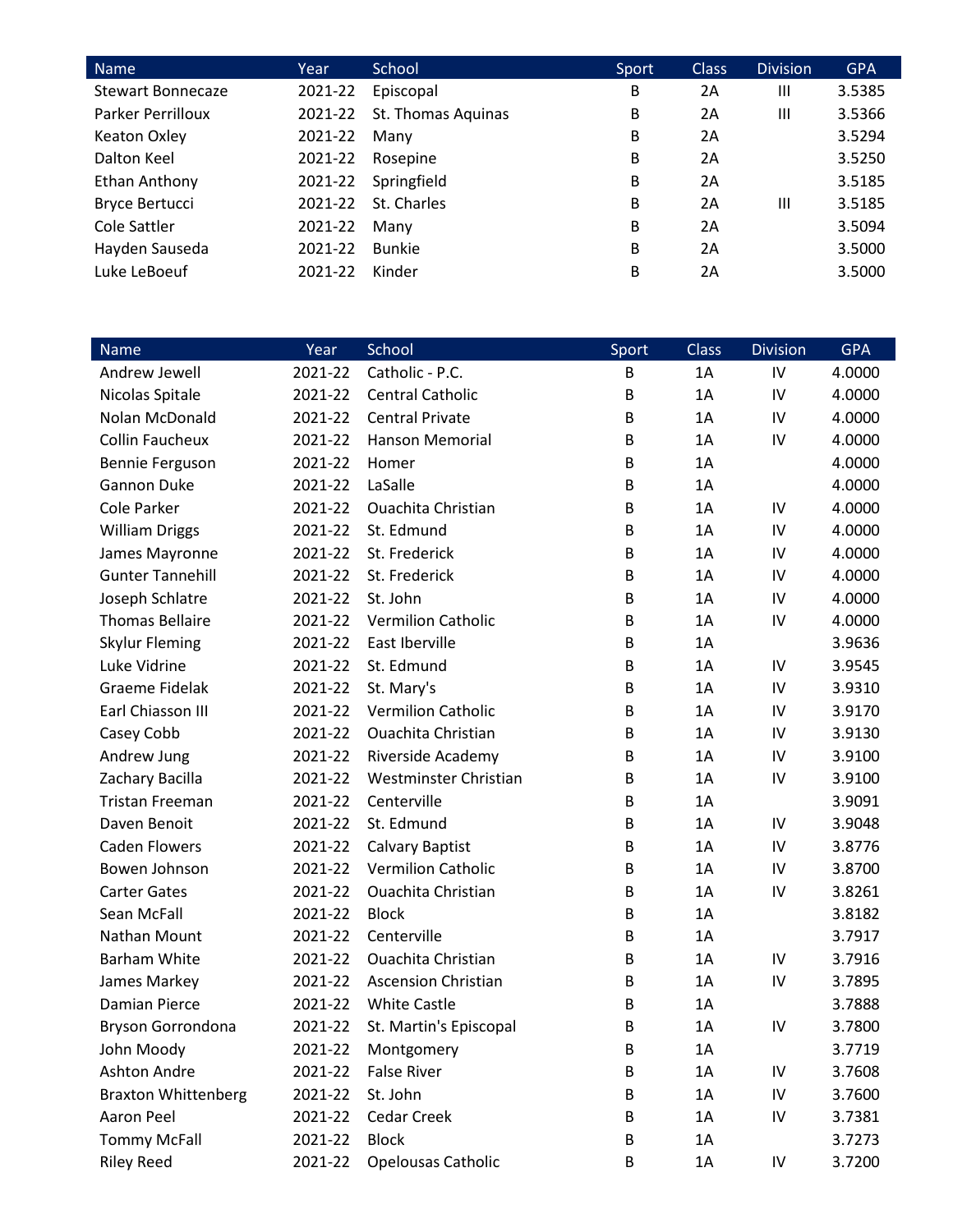| Name | Year | School | Sport | Class | Division | GPA |
|---|---|---|---|---|---|---|
| Stewart Bonnecaze | 2021-22 | Episcopal | B | 2A | III | 3.5385 |
| Parker Perrilloux | 2021-22 | St. Thomas Aquinas | B | 2A | III | 3.5366 |
| Keaton Oxley | 2021-22 | Many | B | 2A | | 3.5294 |
| Dalton Keel | 2021-22 | Rosepine | B | 2A | | 3.5250 |
| Ethan Anthony | 2021-22 | Springfield | B | 2A | | 3.5185 |
| Bryce Bertucci | 2021-22 | St. Charles | B | 2A | III | 3.5185 |
| Cole Sattler | 2021-22 | Many | B | 2A | | 3.5094 |
| Hayden Sauseda | 2021-22 | Bunkie | B | 2A | | 3.5000 |
| Luke LeBoeuf | 2021-22 | Kinder | B | 2A | | 3.5000 |

| Name | Year | School | Sport | Class | Division | GPA |
|---|---|---|---|---|---|---|
| Andrew Jewell | 2021-22 | Catholic - P.C. | B | 1A | IV | 4.0000 |
| Nicolas Spitale | 2021-22 | Central Catholic | B | 1A | IV | 4.0000 |
| Nolan McDonald | 2021-22 | Central Private | B | 1A | IV | 4.0000 |
| Collin Faucheux | 2021-22 | Hanson Memorial | B | 1A | IV | 4.0000 |
| Bennie Ferguson | 2021-22 | Homer | B | 1A | | 4.0000 |
| Gannon Duke | 2021-22 | LaSalle | B | 1A | | 4.0000 |
| Cole Parker | 2021-22 | Ouachita Christian | B | 1A | IV | 4.0000 |
| William Driggs | 2021-22 | St. Edmund | B | 1A | IV | 4.0000 |
| James Mayronne | 2021-22 | St. Frederick | B | 1A | IV | 4.0000 |
| Gunter Tannehill | 2021-22 | St. Frederick | B | 1A | IV | 4.0000 |
| Joseph Schlatre | 2021-22 | St. John | B | 1A | IV | 4.0000 |
| Thomas Bellaire | 2021-22 | Vermilion Catholic | B | 1A | IV | 4.0000 |
| Skylur Fleming | 2021-22 | East Iberville | B | 1A | | 3.9636 |
| Luke Vidrine | 2021-22 | St. Edmund | B | 1A | IV | 3.9545 |
| Graeme Fidelak | 2021-22 | St. Mary's | B | 1A | IV | 3.9310 |
| Earl Chiasson III | 2021-22 | Vermilion Catholic | B | 1A | IV | 3.9170 |
| Casey Cobb | 2021-22 | Ouachita Christian | B | 1A | IV | 3.9130 |
| Andrew Jung | 2021-22 | Riverside Academy | B | 1A | IV | 3.9100 |
| Zachary Bacilla | 2021-22 | Westminster Christian | B | 1A | IV | 3.9100 |
| Tristan Freeman | 2021-22 | Centerville | B | 1A | | 3.9091 |
| Daven Benoit | 2021-22 | St. Edmund | B | 1A | IV | 3.9048 |
| Caden Flowers | 2021-22 | Calvary Baptist | B | 1A | IV | 3.8776 |
| Bowen Johnson | 2021-22 | Vermilion Catholic | B | 1A | IV | 3.8700 |
| Carter Gates | 2021-22 | Ouachita Christian | B | 1A | IV | 3.8261 |
| Sean McFall | 2021-22 | Block | B | 1A | | 3.8182 |
| Nathan Mount | 2021-22 | Centerville | B | 1A | | 3.7917 |
| Barham White | 2021-22 | Ouachita Christian | B | 1A | IV | 3.7916 |
| James Markey | 2021-22 | Ascension Christian | B | 1A | IV | 3.7895 |
| Damian Pierce | 2021-22 | White Castle | B | 1A | | 3.7888 |
| Bryson Gorrondona | 2021-22 | St. Martin's Episcopal | B | 1A | IV | 3.7800 |
| John Moody | 2021-22 | Montgomery | B | 1A | | 3.7719 |
| Ashton Andre | 2021-22 | False River | B | 1A | IV | 3.7608 |
| Braxton Whittenberg | 2021-22 | St. John | B | 1A | IV | 3.7600 |
| Aaron Peel | 2021-22 | Cedar Creek | B | 1A | IV | 3.7381 |
| Tommy McFall | 2021-22 | Block | B | 1A | | 3.7273 |
| Riley Reed | 2021-22 | Opelousas Catholic | B | 1A | IV | 3.7200 |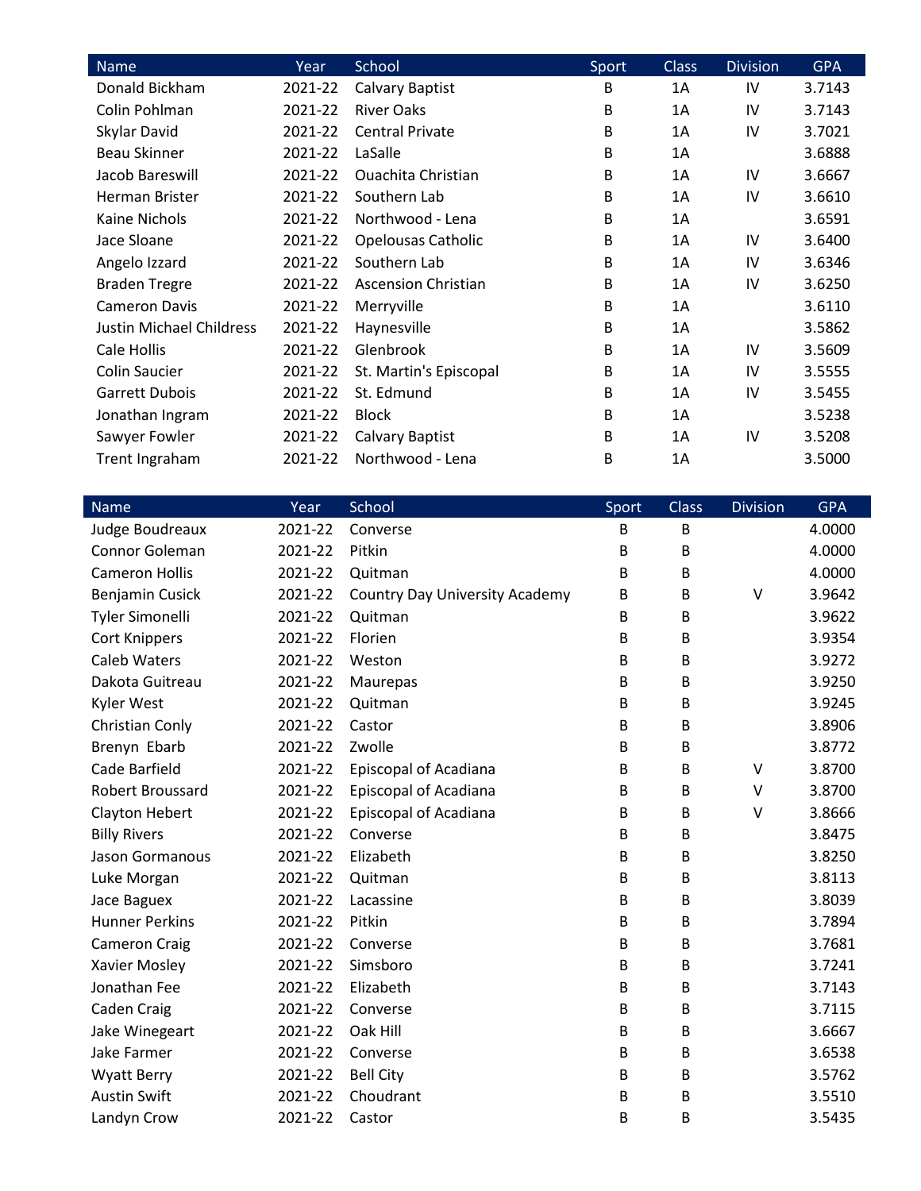| Name | Year | School | Sport | Class | Division | GPA |
|---|---|---|---|---|---|---|
| Donald Bickham | 2021-22 | Calvary Baptist | B | 1A | IV | 3.7143 |
| Colin Pohlman | 2021-22 | River Oaks | B | 1A | IV | 3.7143 |
| Skylar David | 2021-22 | Central Private | B | 1A | IV | 3.7021 |
| Beau Skinner | 2021-22 | LaSalle | B | 1A | | 3.6888 |
| Jacob Bareswill | 2021-22 | Ouachita Christian | B | 1A | IV | 3.6667 |
| Herman Brister | 2021-22 | Southern Lab | B | 1A | IV | 3.6610 |
| Kaine Nichols | 2021-22 | Northwood - Lena | B | 1A | | 3.6591 |
| Jace Sloane | 2021-22 | Opelousas Catholic | B | 1A | IV | 3.6400 |
| Angelo Izzard | 2021-22 | Southern Lab | B | 1A | IV | 3.6346 |
| Braden Tregre | 2021-22 | Ascension Christian | B | 1A | IV | 3.6250 |
| Cameron Davis | 2021-22 | Merryville | B | 1A | | 3.6110 |
| Justin Michael Childress | 2021-22 | Haynesville | B | 1A | | 3.5862 |
| Cale Hollis | 2021-22 | Glenbrook | B | 1A | IV | 3.5609 |
| Colin Saucier | 2021-22 | St. Martin's Episcopal | B | 1A | IV | 3.5555 |
| Garrett Dubois | 2021-22 | St. Edmund | B | 1A | IV | 3.5455 |
| Jonathan Ingram | 2021-22 | Block | B | 1A | | 3.5238 |
| Sawyer Fowler | 2021-22 | Calvary Baptist | B | 1A | IV | 3.5208 |
| Trent Ingraham | 2021-22 | Northwood - Lena | B | 1A | | 3.5000 |

| Name | Year | School | Sport | Class | Division | GPA |
|---|---|---|---|---|---|---|
| Judge Boudreaux | 2021-22 | Converse | B | B | | 4.0000 |
| Connor Goleman | 2021-22 | Pitkin | B | B | | 4.0000 |
| Cameron Hollis | 2021-22 | Quitman | B | B | | 4.0000 |
| Benjamin Cusick | 2021-22 | Country Day University Academy | B | B | V | 3.9642 |
| Tyler Simonelli | 2021-22 | Quitman | B | B | | 3.9622 |
| Cort Knippers | 2021-22 | Florien | B | B | | 3.9354 |
| Caleb Waters | 2021-22 | Weston | B | B | | 3.9272 |
| Dakota Guitreau | 2021-22 | Maurepas | B | B | | 3.9250 |
| Kyler West | 2021-22 | Quitman | B | B | | 3.9245 |
| Christian Conly | 2021-22 | Castor | B | B | | 3.8906 |
| Brenyn Ebarb | 2021-22 | Zwolle | B | B | | 3.8772 |
| Cade Barfield | 2021-22 | Episcopal of Acadiana | B | B | V | 3.8700 |
| Robert Broussard | 2021-22 | Episcopal of Acadiana | B | B | V | 3.8700 |
| Clayton Hebert | 2021-22 | Episcopal of Acadiana | B | B | V | 3.8666 |
| Billy Rivers | 2021-22 | Converse | B | B | | 3.8475 |
| Jason Gormanous | 2021-22 | Elizabeth | B | B | | 3.8250 |
| Luke Morgan | 2021-22 | Quitman | B | B | | 3.8113 |
| Jace Baguex | 2021-22 | Lacassine | B | B | | 3.8039 |
| Hunner Perkins | 2021-22 | Pitkin | B | B | | 3.7894 |
| Cameron Craig | 2021-22 | Converse | B | B | | 3.7681 |
| Xavier Mosley | 2021-22 | Simsboro | B | B | | 3.7241 |
| Jonathan Fee | 2021-22 | Elizabeth | B | B | | 3.7143 |
| Caden Craig | 2021-22 | Converse | B | B | | 3.7115 |
| Jake Winegeart | 2021-22 | Oak Hill | B | B | | 3.6667 |
| Jake Farmer | 2021-22 | Converse | B | B | | 3.6538 |
| Wyatt Berry | 2021-22 | Bell City | B | B | | 3.5762 |
| Austin Swift | 2021-22 | Choudrant | B | B | | 3.5510 |
| Landyn Crow | 2021-22 | Castor | B | B | | 3.5435 |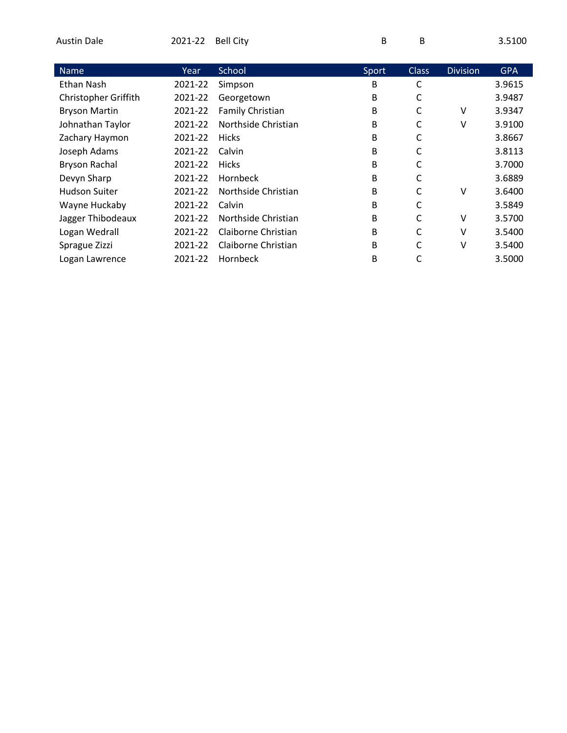| | | | | | | |
|---|---|---|---|---|---|---|
| Austin Dale | 2021-22 | Bell City | B | B | | 3.5100 |

| Name | Year | School | Sport | Class | Division | GPA |
|---|---|---|---|---|---|---|
| Ethan Nash | 2021-22 | Simpson | B | C | | 3.9615 |
| Christopher Griffith | 2021-22 | Georgetown | B | C | | 3.9487 |
| Bryson Martin | 2021-22 | Family Christian | B | C | V | 3.9347 |
| Johnathan Taylor | 2021-22 | Northside Christian | B | C | V | 3.9100 |
| Zachary Haymon | 2021-22 | Hicks | B | C | | 3.8667 |
| Joseph Adams | 2021-22 | Calvin | B | C | | 3.8113 |
| Bryson Rachal | 2021-22 | Hicks | B | C | | 3.7000 |
| Devyn Sharp | 2021-22 | Hornbeck | B | C | | 3.6889 |
| Hudson Suiter | 2021-22 | Northside Christian | B | C | V | 3.6400 |
| Wayne Huckaby | 2021-22 | Calvin | B | C | | 3.5849 |
| Jagger Thibodeaux | 2021-22 | Northside Christian | B | C | V | 3.5700 |
| Logan Wedrall | 2021-22 | Claiborne Christian | B | C | V | 3.5400 |
| Sprague Zizzi | 2021-22 | Claiborne Christian | B | C | V | 3.5400 |
| Logan Lawrence | 2021-22 | Hornbeck | B | C | | 3.5000 |